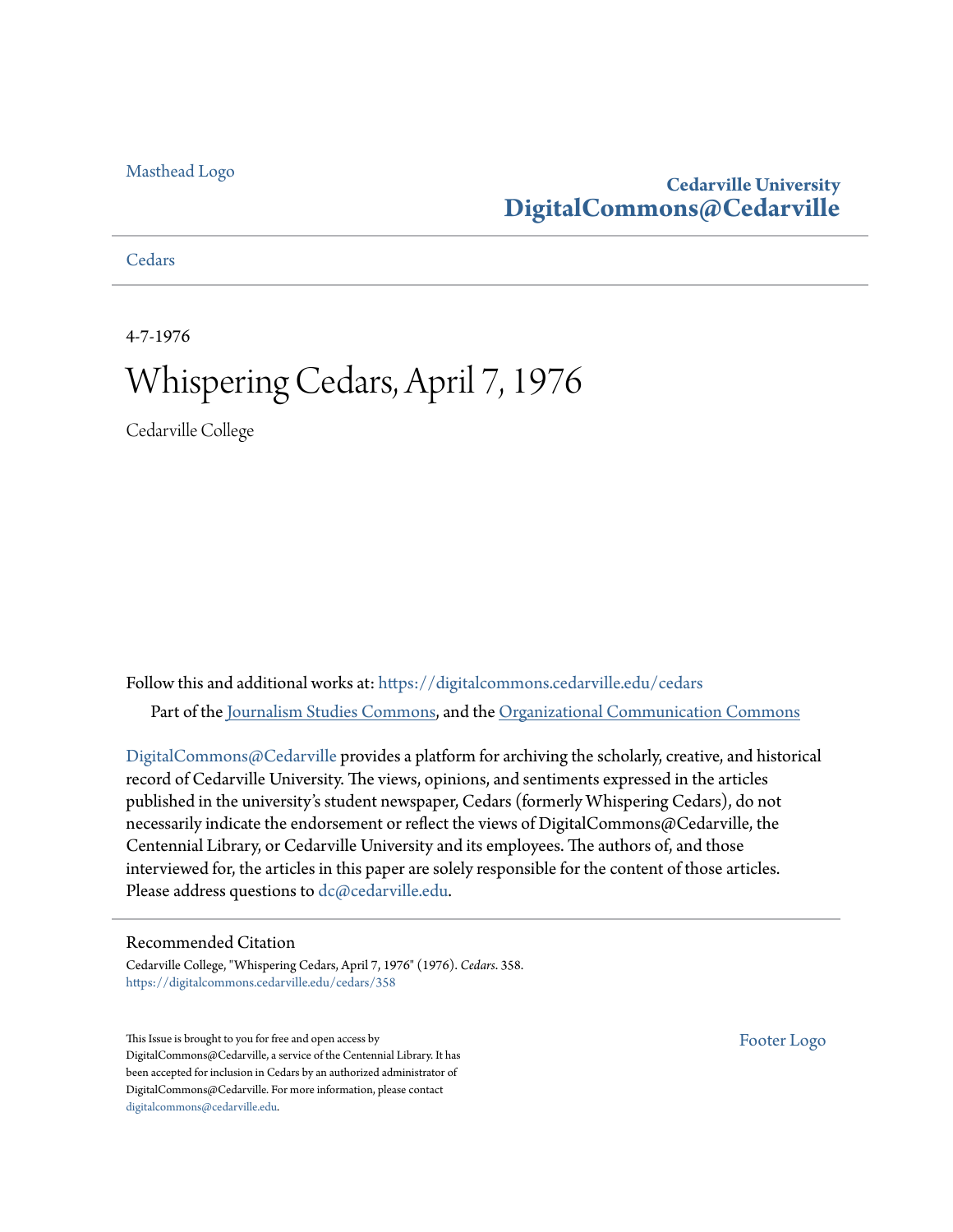Masthead Logo

**Cedarville University**
**DigitalCommons@Cedarville**

Cedars

4-7-1976

# Whispering Cedars, April 7, 1976

Cedarville College

Follow this and additional works at: https://digitalcommons.cedarville.edu/cedars

Part of the Journalism Studies Commons, and the Organizational Communication Commons

DigitalCommons@Cedarville provides a platform for archiving the scholarly, creative, and historical record of Cedarville University. The views, opinions, and sentiments expressed in the articles published in the university's student newspaper, Cedars (formerly Whispering Cedars), do not necessarily indicate the endorsement or reflect the views of DigitalCommons@Cedarville, the Centennial Library, or Cedarville University and its employees. The authors of, and those interviewed for, the articles in this paper are solely responsible for the content of those articles. Please address questions to dc@cedarville.edu.

## Recommended Citation

Cedarville College, "Whispering Cedars, April 7, 1976" (1976). *Cedars*. 358.
https://digitalcommons.cedarville.edu/cedars/358

This Issue is brought to you for free and open access by DigitalCommons@Cedarville, a service of the Centennial Library. It has been accepted for inclusion in Cedars by an authorized administrator of DigitalCommons@Cedarville. For more information, please contact digitalcommons@cedarville.edu.

Footer Logo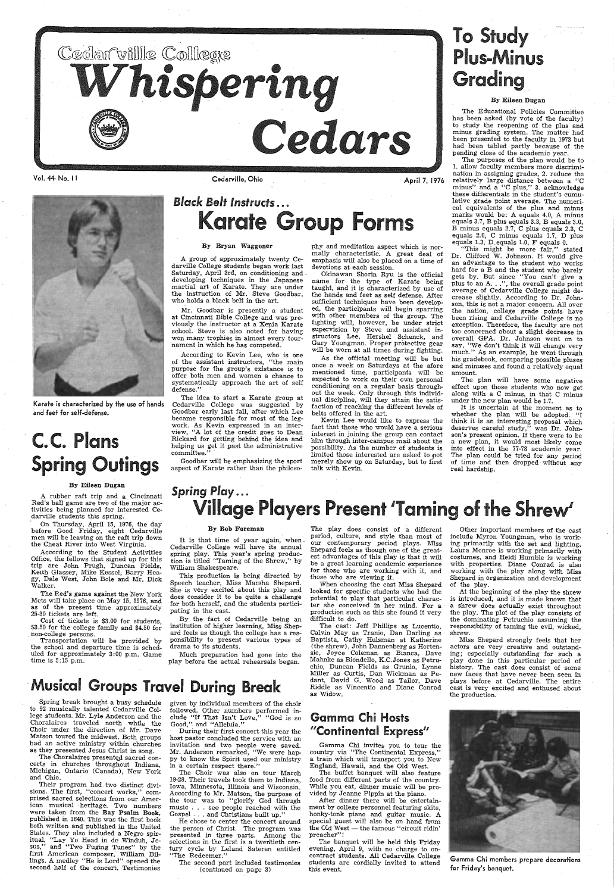# Cedarville College Whispering Cedars

Vol. 44 No. 11 — Cedarville, Ohio — April 7, 1976

## Black Belt Instructs...

# Karate Group Forms

By Bryan Waggoner

A group of approximately twenty Cedarville College students began work last Saturday, April 3rd, on conditioning and developing techniques in the Japanese martial art of Karate. They are under the instruction of Mr. Steve Goodbar, who holds a black belt in the art.

Mr. Goodbar is presently a student at Cincinnati Bible College and was previously the instructor at a Xenia Karate school. Steve is also noted for having won many trophies in almost every tournament in which he has competed.

According to Kevin Lee, who is one of the assistant instructors, "the main purpose for the group's existance is to offer both men and women a chance to systematically approach the art of self defense."

The idea to start a Karate group at Cedarville College was suggested by Goodbar early last fall, after which Lee became responsible for most of the legwork. As Kevin expressed in an interview, "A lot of the credit goes to Dean Rickard for getting behind the idea and helping us get it past the administrative committee."

Goodbar will be emphasizing the sport aspect of Karate rather than the philosophy and meditation aspect which is normally characteristic. A great deal of emphasis will also be placed on a time of devotions at each session.

Okinawan Shorin Ryu is the official name for the type of Karate being taught, and it is characterized by use of the hands and feet as self defense. After sufficient techniques have been developed, the participants will begin sparring with other members of the group. The fighting will, however, be under strict supervision by Steve and assistant instructors Lee, Hershel Schenck, and Gary Youngman. Proper protective gear will be worn at all times during fighting.

As the official meeting will be but once a week on Saturdays at the afore mentioned time, participants will be expected to work on their own personal conditioning on a regular basis throughout the week. Only through this individual discipline, will they attain the satisfaction of reaching the different levels of belts offered in the art.

Kevin Lee would like to express the fact that those who would have a serious interest in joining the group can contact him through inter-campus mail about the possibility. As the number of students is limited those interested are asked to not merely show up on Saturday, but to first talk with Kevin.

Karate is characterized by the use of hands and feet for self-defense.

# To Study Plus-Minus Grading

By Eileen Dugan

The Educational Policies Committee has been asked (by vote of the faculty) to study the reopening of the plus and minus grading system. The matter had been presented to the faculty in 1973 but had been tabled partly because of the pending close of the academic year.

The purposes of the plan would be to 1. allow faculty members more discrimination in assigning grades, 2. reduce the relatively large distance between a "C minus" and a "C plus," 3. acknowledge these differentials in the student's cumulative grade point average. The numerical equivalents of the plus and minus marks would be: A equals 4.0, A minus equals 3.7, B plus equals 3.3, B equals 3.0, B minus equals 2.7, C plus equals 2.3, C equals 2.0, C minus equals 1.7, D plus equals 1.3, D equals 1.0, F equals 0.

"This might be more fair," stated Dr. Clifford W. Johnson. It would give an advantage to the student who works hard for a B and the student who barely gets by. But since "You can't give a plus to an A. . .", the overall grade point average of Cedarville College might decrease slightly. According to Dr. Johnson, this is not a major concern. All over the nation, college grade points have been rising and Cedarville College is no exception. Therefore, the faculty are not too concerned about a slight decrease in overall GPA. Dr. Johnson went on to say, "We don't think it will change very much." As an example, he went through his gradebook, comparing possible pluses and minuses and found a relatively equal amount.

The plan will have some negative effect upon those students who now get along with a C minus, in that C minus under the new plan would be 1.7.

It is uncertain at the moment as to whether the plan will be adopted. "I think it is an interesting proposal which deserves careful study," was Dr. Johnson's present opinion. If there were to be a new plan, it would most likely come into effect in the 77-78 academic year. The plan could be tried for any period of time and then dropped without any real hardship.

# C.C. Plans Spring Outings

By Eileen Dugan

A rubber raft trip and a Cincinnati Red's ball game are two of the major activities being planned for interested Cedarville students this spring.

On Thursday, April 15, 1976, the day before Good Friday, eight Cedarville men will be leaving on the raft trip down the Cheat River into West Virginia.

According to the Student Activities Office, the fellows that signed up for this trip are John Prugh, Duncan Fields, Keith Glassey, Mike Kessel, Barry Heagy, Dale West, John Bole and Mr. Dick Walker.

The Red's game against the New York Mets will take place on May 15, 1976, and as of the present time approximately 25-30 tickets are left.

Cost of tickets is $3.00 for students, $3.50 for the college family and $4.50 for non-college persons.

Transportation will be provided by the school and departure time is scheduled for approximately 3:00 p.m. Game time is 5:15 p.m.

## Spring Play...

# Village Players Present 'Taming of the Shrew'

By Bob Foreman

It is that time of year again, when Cedarville College will have its annual spring play. This year's spring production is titled "Taming of the Shrew," by William Shakespeare.

This production is being directed by Speech teacher, Miss Marsha Shepard. She is very excited about this play and does consider it to be quite a challenge for both herself, and the students participating in the cast.

By the fact of Cedarville being an institution of higher learning, Miss Shepard feels as though the college has a responsibility to present various types of drama to its students.

Much preparation had gone into the play before the actual rehearsals began. The play does consist of a different period, culture, and style than most of our contemporary period plays. Miss Shepard feels as though one of the greatest advantages of this play is that it will be a great learning academic experience for those who are working with it, and those who are viewing it.

When choosing the cast Miss Shepard looked for specific students who had the potential to play that particular character she conceived in her mind. For a production such as this she found it very difficult to do.

The cast: Jeff Phillips as Lucentio, Calvin May as Tranio, Dan Darling as Baptista, Cathy Hulsman at Katherine (the shrew), John Dannenberg as Hortensio, Joyce Coleman as Bianca, Dave Mahnke as Biondello, K.C.Jones as Petruchio, Duncan Fields as Grunio, Lynne Miller as Curtis, Dan Wickman as Pedant, David G. Wood as Tailor, Dave Riddle as Vincentio and Diane Conrad as Widow.

Other important members of the cast include Myron Youngman, who is working primarily with the set and lighting, Laura Monroe is working primarily with costumes, and Heidi Humble is working with properties. Diane Conrad is also working with the play along with Miss Shepard in organization and development of the play.

At the beginning of the play the shrew is introduced, and it is made known that a shrew does actually exist throughout the play. The plot of the play consists of the dominating Petruchio assuming the responsibility of taming the evil, wicked, shrew.

Miss Shepard strongly feels that her actors are very creative and outstanding; especially outstanding for such a play done in this particular period of history. The cast does consist of some new faces that have never been seen in plays before at Cedarville. The entire cast is very excited and enthused about the production.

# Musical Groups Travel During Break

Spring break brought a busy schedule to 92 musically talented Cedarville College students. Mr. Lyle Anderson and the Choralaires traveled north while the Choir under the direction of Mr. Dave Matson toured the midwest. Both groups had an active ministry within churches as they presented Jesus Christ in song.

The Choralaires presented sacred concerts in churches throughout Indiana, Michigan, Ontario (Canada), New York and Ohio.

Their program had two distinct divisions. The first, "concert works," comprised sacred selections from our American musical heritage. Two numbers were taken from the **Bay Psalm Book**, published in 1640. This was the first book both written and published in the United States. They also included a Negro spiritual, "Lay Yo Head in de Winduh, Jesus," and "Two Fuging Tunes" by the first American composer, William Billings. A medley "He is Lord" opened the second half of the concert. Testimonies given by individual members of the choir followed. Other numbers performed include "If That Isn't Love," "God is so Good," and "Alleluia."

During their first concert this year the host pastor concluded the service with an invitation and two people were saved. Mr. Anderson remarked, "We were happy to know the Spirit used our ministry in a certain respect there."

The Choir was also on tour March 19-28. Their travels took them to Indiana, Iowa, Minnesota, Illinois and Wisconsin. According to Mr. Matson, the purpose of the tour was to "glorify God through music . . . see people reached with the Gospel . . . and Christians built up."

He chose to center the concert around the person of Christ. The program was presented in three parts. Among the selections in the first is a twentieth century cycle by Leland Sateren entitled "The Redeemer."

The second part included testimonies

(continued on page 3)

# Gamma Chi Hosts "Continental Express"

Gamma Chi invites you to tour the country via "The Continental Express," a train which will transport you to New England, Hawaii, and the Old West.

The buffet banquet will also feature food from different parts of the country. While you eat, dinner music will be provided by Jeanne Pippin at the piano.

After dinner there will be entertainment by college personnel featuring skits, honky-tonk piano and guitar music. A special guest will also be on hand from the Old West — the famous "circuit ridin' preacher"!

The banquet will be held this Friday evening, April 9, with no charge to on-contract students. All Cedarville College students are cordially invited to attend this event.

Gamma Chi members prepare decorations for Friday's banquet.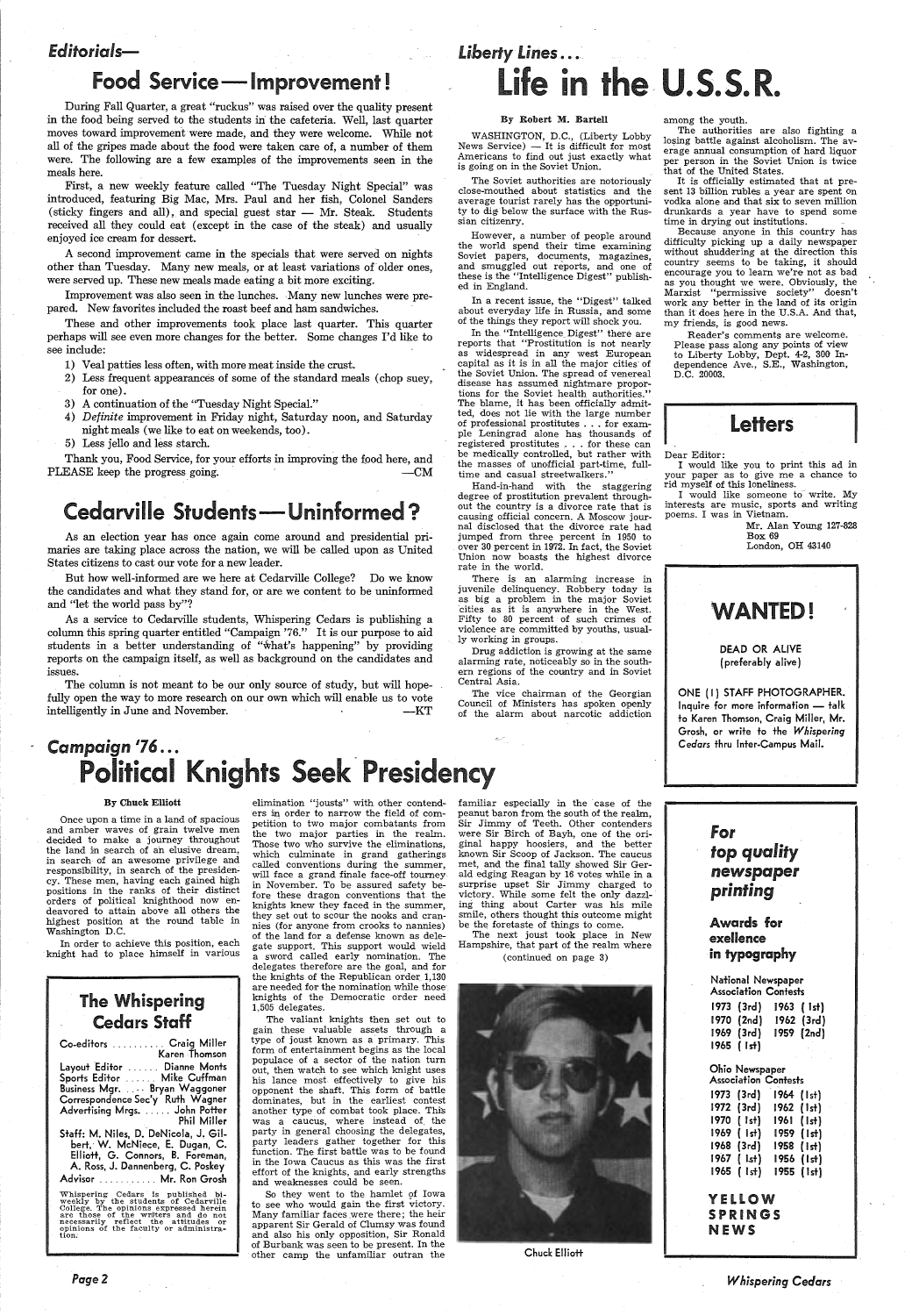## Editorials—

# Food Service—Improvement!

During Fall Quarter, a great "ruckus" was raised over the quality present in the food being served to the students in the cafeteria. Well, last quarter moves toward improvement were made, and they were welcome. While not all of the gripes made about the food were taken care of, a number of them were. The following are a few examples of the improvements seen in the meals here.

First, a new weekly feature called "The Tuesday Night Special" was introduced, featuring Big Mac, Mrs. Paul and her fish, Colonel Sanders (sticky fingers and all), and special guest star — Mr. Steak. Students received all they could eat (except in the case of the steak) and usually enjoyed ice cream for dessert.

A second improvement came in the specials that were served on nights other than Tuesday. Many new meals, or at least variations of older ones, were served up. These new meals made eating a bit more exciting.

Improvement was also seen in the lunches. Many new lunches were prepared. New favorites included the roast beef and ham sandwiches.

These and other improvements took place last quarter. This quarter perhaps will see even more changes for the better. Some changes I'd like to see include:

1) Veal patties less often, with more meat inside the crust.
2) Less frequent appearances of some of the standard meals (chop suey, for one).
3) A continuation of the "Tuesday Night Special."
4) *Definite* improvement in Friday night, Saturday noon, and Saturday night meals (we like to eat on weekends, too).
5) Less jello and less starch.

Thank you, Food Service, for your efforts in improving the food here, and PLEASE keep the progress going. —CM

# Cedarville Students—Uninformed?

As an election year has once again come around and presidential primaries are taking place across the nation, we will be called upon as United States citizens to cast our vote for a new leader.

But how well-informed are we here at Cedarville College? Do we know the candidates and what they stand for, or are we content to be uninformed and "let the world pass by"?

As a service to Cedarville students, Whispering Cedars is publishing a column this spring quarter entitled "Campaign '76." It is our purpose to aid students in a better understanding of "what's happening" by providing reports on the campaign itself, as well as background on the candidates and issues.

The column is not meant to be our only source of study, but will hopefully open the way to more research on our own which will enable us to vote intelligently in June and November. —KT

## Liberty Lines...

# Life in the U.S.S.R.

**By Robert M. Bartell**

WASHINGTON, D.C., (Liberty Lobby News Service) — It is difficult for most Americans to find out just exactly what is going on in the Soviet Union.

The Soviet authorities are notoriously close-mouthed about statistics and the average tourist rarely has the opportunity to dig below the surface with the Russian citizenry.

However, a number of people around the world spend their time examining Soviet papers, documents, magazines, and smuggled out reports, and one of these is the "Intelligence Digest" published in England.

In a recent issue, the "Digest" talked about everyday life in Russia, and some of the things they report will shock you.

In the "Intelligence Digest" there are reports that "Prostitution is not nearly as widespread in any west European capital as it is in all the major cities of the Soviet Union. The spread of venereal disease has assumed nightmare proportions for the Soviet health authorities." The blame, it has been officially admitted, does not lie with the large number of professional prostitutes . . . for example Leningrad alone has thousands of registered prostitutes . . . for these can be medically controlled, but rather with the masses of unofficial part-time, full-time and casual streetwalkers."

Hand-in-hand with the staggering degree of prostitution prevalent throughout the country is a divorce rate that is causing official concern. A Moscow journal disclosed that the divorce rate had jumped from three percent in 1950 to over 30 percent in 1972. In fact, the Soviet Union now boasts the highest divorce rate in the world.

There is an alarming increase in juvenile delinquency. Robbery today is as big a problem in the major Soviet cities as it is anywhere in the West. Fifty to 80 percent of such crimes of violence are committed by youths, usually working in groups.

Drug addiction is growing at the same alarming rate, noticeably so in the southern regions of the country and in Soviet Central Asia.

The vice chairman of the Georgian Council of Ministers has spoken openly of the alarm about narcotic addiction among the youth.

The authorities are also fighting a losing battle against alcoholism. The average annual consumption of hard liquor per person in the Soviet Union is twice that of the United States.

It is officially estimated that at present 13 billion rubles a year are spent on vodka alone and that six to seven million drunkards a year have to spend some time in drying out institutions.

Because anyone in this country has difficulty picking up a daily newspaper without shuddering at the direction this country seems to be taking, it should encourage you to learn we're not as bad as you thought we were. Obviously, the Marxist "permissive society" doesn't work any better in the land of its origin than it does here in the U.S.A. And that, my friends, is good news.

Reader's comments are welcome. Please pass along any points of view to Liberty Lobby, Dept. 4-2, 300 Independence Ave., S.E., Washington, D.C. 20003.

# Letters

Dear Editor:

I would like you to print this ad in your paper as to give me a chance to rid myself of this loneliness.

I would like someone to write. My interests are music, sports and writing poems. I was in Vietnam.

Mr. Alan Young 127-828
Box 69
London, OH 43140

# WANTED!

DEAD OR ALIVE
(preferably alive)

ONE (1) STAFF PHOTOGRAPHER. Inquire for more information — talk to Karen Thomson, Craig Miller, Mr. Grosh, or write to the *Whispering Cedars* thru Inter-Campus Mail.

## Campaign '76...

# Political Knights Seek Presidency

**By Chuck Elliott**

Once upon a time in a land of spacious and amber waves of grain twelve men decided to make a journey throughout the land in search of an elusive dream, in search of an awesome privilege and responsibility, in search of the presidency. These men, having each gained high positions in the ranks of their distinct orders of political knighthood now endeavored to attain above all others the highest position at the round table in Washington D.C.

In order to achieve this position, each knight had to place himself in various elimination "jousts" with other contenders in order to narrow the field of competition to two major combatants from the two major parties in the realm. Those two who survive the eliminations, which culminate in grand gatherings called conventions during the summer, will face a grand finale face-off tourney in November. To be assured safety before these dragon conventions that the knights knew they faced in the summer, they set out to scour the nooks and crannies (for anyone from crooks to nannies) of the land for a defense known as delegate support. This support would wield a sword called early nomination. The delegates therefore are the goal, and for the knights of the Republican order 1,130 are needed for the nomination while those knights of the Democratic order need 1,505 delegates.

The valiant knights then set out to gain these valuable assets through a type of joust known as a primary. This form of entertainment begins as the local populace of a sector of the nation turn out, then watch to see which knight uses his lance most effectively to give his opponent the shaft. This form of battle dominates, but in the earliest contest another type of combat took place. This was a caucus, where instead of the party in general choosing the delegates, party leaders gather together for this function. The first battle was to be found in the Iowa Caucus as this was the first effort of the knights, and early strengths and weaknesses could be seen.

So they went to the hamlet of Iowa to see who would gain the first victory. Many familiar faces were there; the heir apparent Sir Gerald of Clumsy was found and also his only opposition, Sir Ronald of Burbank was seen to be present. In the other camp the unfamiliar outran the familiar especially in the case of the peanut baron from the south of the realm, Sir Jimmy of Teeth. Other contenders were Sir Birch of Bayh, one of the original happy hoosiers, and the better known Sir Scoop of Jackson. The caucus met, and the final tally showed Sir Gerald edging Reagan by 16 votes while in a surprise upset Sir Jimmy charged to victory. While some felt the only dazzling thing about Carter was his mile smile, others thought this outcome might be the foretaste of things to come.

The next joust took place in New Hampshire, that part of the realm where

(continued on page 3)

Chuck Elliott

## The Whispering Cedars Staff

Co-editors .......... Craig Miller, Karen Thomson
Layout Editor ....... Dianne Monts
Sports Editor ...... Mike Cuffman
Business Mgr. .... Bryan Waggoner
Correspondence Sec'y Ruth Wagner
Advertising Mgrs. ...... John Potter, Phil Miller
Staff: M. Niles, D. DeNicola, J. Gilbert, W. McNiece, E. Dugan, C. Elliott, G. Connors, B. Foreman, A. Ross, J. Dannenberg, C. Poskey
Advisor ........... Mr. Ron Grosh

Whispering Cedars is published bi-weekly by the students of Cedarville College. The opinions expressed herein are those of the writers and do not necessarily reflect the attitudes or opinions of the faculty or administration.

***For top quality newspaper printing***

**Awards for exellence in typography**

National Newspaper Association Contests

1973 (3rd) 1963 (1st)
1970 (2nd) 1962 (3rd)
1969 (3rd) 1959 (2nd)
1965 (1st)

Ohio Newspaper Association Contests

1973 (3rd) 1964 (1st)
1972 (3rd) 1962 (1st)
1970 (1st) 1961 (1st)
1969 (1st) 1959 (1st)
1968 (3rd) 1958 (1st)
1967 (1st) 1956 (1st)
1965 (1st) 1955 (1st)

**YELLOW SPRINGS NEWS**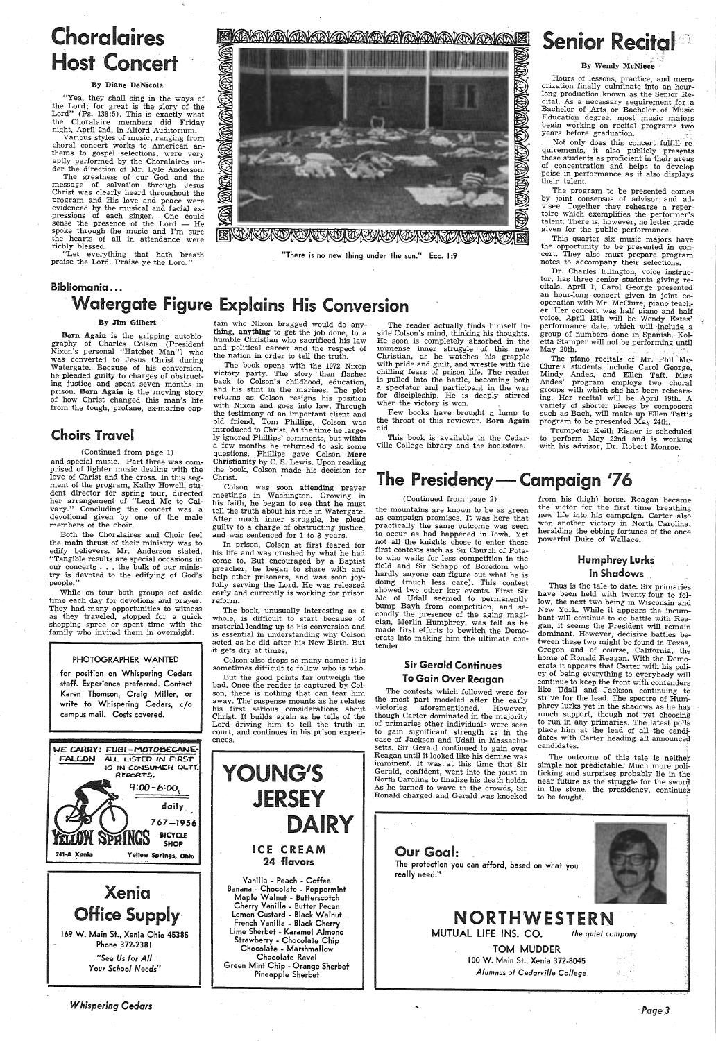# Choralaires Host Concert

**By Diane DeNicola**

"Yea, they shall sing in the ways of the Lord; for great is the glory of the Lord" (Ps. 138:5). This is exactly what the Choralaire members did Friday night, April 2nd, in Alford Auditorium.

Various styles of music, ranging from choral concert works to American anthems to gospel selections, were very aptly performed by the Choralaires under the direction of Mr. Lyle Anderson.

The greatness of our God and the message of salvation through Jesus Christ was clearly heard throughout the program and His love and peace were evidenced by the musical and facial expressions of each singer. One could sense the presence of the Lord — He spoke through the music and I'm sure the hearts of all in attendance were richly blessed.

"Let everything that hath breath praise the Lord. Praise ye the Lord."

"There is no new thing under the sun." Ecc. 1:9

# Senior Recital

**By Wendy McNiece**

Hours of lessons, practice, and memorization finally culminate into an hour-long production known as the Senior Recital. As a necessary requirement for a Bachelor of Arts or Bachelor of Music Education degree, most music majors begin working on recital programs two years before graduation.

Not only does this concert fulfill requirements, it also publicly presents these students as proficient in their areas of concentration and helps to develop poise in performance as it also displays their talent.

The program to be presented comes by joint consensus of advisor and advisee. Together they rehearse a repertoire which exemplifies the performer's talent. There is, however, no letter grade given for the public performance.

This quarter six music majors have the opportunity to be presented in concert. They also must prepare program notes to accompany their selections.

Dr. Charles Ellington, voice instructor, has three senior students giving recitals. April 1, Carol George presented an hour-long concert given in joint cooperation with Mr. McClure, piano teacher. Her concert was half piano and half voice. April 13th will be Wendy Estes' performance date, which will include a group of numbers done in Spanish. Kolletta Stamper will not be performing until May 20th.

The piano recitals of Mr. Phil McClure's students include Carol George, Mindy Andes, and Ellen Taft. Miss Andes' program employs two choral groups with which she has been rehearsing. Her recital will be April 19th. A variety of shorter pieces by composers such as Bach, will make up Ellen Taft's program to be presented May 24th.

Trumpeter Keith Risner is scheduled to perform May 22nd and is working with his advisor, Dr. Robert Monroe.

## Bibliomania...

# Watergate Figure Explains His Conversion

**By Jim Gilbert**

**Born Again** is the gripping autobiography of Charles Colson (President Nixon's personal "Hatchet Man") who was converted to Jesus Christ during Watergate. Because of his conversion, he pleaded guilty to charges of obstructing justice and spent seven months in prison. **Born Again** is the moving story of how Christ changed this man's life from the tough, profane, ex-marine captain who Nixon bragged would do anything, **anything** to get the job done, to a humble Christian who sacrificed his law and political career and the respect of the nation in order to tell the truth.

The book opens with the 1972 Nixon victory party. The story then flashes back to Colson's childhood, education, and his stint in the marines. The plot returns as Colson resigns his position with Nixon and goes into law. Through the testimony of an important client and old friend, Tom Phillips, Colson was introduced to Christ. At the time he largely ignored Phillips' comments, but within a few months he returned to ask some questions. Phillips gave Colson **Mere Christianity** by C. S. Lewis. Upon reading the book, Colson made his decision for Christ.

Colson was soon attending prayer meetings in Washington. Growing in his faith, he began to see that he must tell the truth about his role in Watergate. After much inner struggle, he plead guilty to a charge of obstructing justice, and was sentenced for 1 to 3 years.

In prison, Colson at first feared for his life and was crushed by what he had come to. But encouraged by a Baptist preacher, he began to share with and help other prisoners, and was soon joyfully serving the Lord. He was released early and currently is working for prison reform.

The book, unusually interesting as a whole, is difficult to start because of material leading up to his conversion and is essential in understanding why Colson acted as he did after his New Birth. But it gets dry at times.

Colson also drops so many names it is sometimes difficult to follow who is who.

But the good points far outweigh the bad. Once the reader is captured by Colson, there is nothing that can tear him away. The suspense mounts as he relates his first serious considerations about Christ. It builds again as he tells of the Lord driving him to tell the truth in court, and continues in his prison experiences.

The reader actually finds himself inside Colson's mind, thinking his thoughts. He soon is completely absorbed in the immense inner struggle of this new Christian, as he watches his grapple with pride and guilt, and wrestle with the chilling fears of prison life. The reader is pulled into the battle, becoming both a spectator and participant in the war for discipleship. He is deeply stirred when the victory is won.

Few books have brought a lump to the throat of this reviewer. **Born Again** did.

This book is available in the Cedarville College library and the bookstore.

# Choirs Travel

(Continued from page 1)

and special music. Part three was comprised of lighter music dealing with the love of Christ and the cross. In this segment of the program, Kathy Howell, student director for spring tour, directed her arrangement of "Lead Me to Calvary." Concluding the concert was a devotional given by one of the male members of the choir.

Both the Choralaires and Choir feel the main thrust of their ministry was to edify believers. Mr. Anderson stated, "Tangible results are special occasions in our concerts . . . the bulk of our ministry is devoted to the edifying of God's people."

While on tour both groups set aside time each day for devotions and prayer. They had many opportunities to witness as they traveled, stopped for a quick shopping spree or spent time with the family who invited them in overnight.

**PHOTOGRAPHER WANTED**

for position on Whispering Cedars staff. Experience preferred. Contact Karen Thomson, Craig Miller, or write to Whispering Cedars, c/o campus mail. Costs covered.

WE CARRY: FUGI – MOTOBECANE – FALCON ALL LISTED IN FIRST 10 IN CONSUMER QLTY. REPORTS.

9:00 – 6:00, daily.

767–1956

YELLOW SPRINGS BICYCLE SHOP

241-A Xenia — Yellow Springs, Ohio

# Xenia Office Supply

169 W. Main St., Xenia Ohio 45385
Phone 372-2381

*"See Us for All Your School Needs"*

# The Presidency — Campaign '76

(Continued from page 2)

the mountains are known to be as green as campaign promises. It was here that practically the same outcome was seen to occur as had happened in Iowa. Yet not all the knights chose to enter these first contests such as Sir Church of Potato who waits for less competition in the field and Sir Schapp of Boredom who hardly anyone can figure out what he is doing (much less care). This contest showed two other key events. First Sir Mo of Udall seemed to permanently bump Bayh from competition, and secondly the presence of the aging magician, Merlin Humphrey, was felt as he made first efforts to bewitch the Democrats into making him the ultimate contender.

### Sir Gerald Continues To Gain Over Reagan

The contests which followed were for the most part modeled after the early victories aforementioned. However, though Carter dominated in the majority of primaries other individuals were seen to gain significant strength as in the case of Jackson and Udall in Massachusetts. Sir Gerald continued to gain over Reagan until it looked like his demise was imminent. It was at this time that Sir Gerald, confident, went into the joust in North Carolina to finalize his death holds. As he turned to wave to the crowds, Sir Ronald charged and Gerald was knocked from his (high) horse. Reagan became the victor for the first time breathing new life into his campaign. Carter also won another victory in North Carolina, heralding the ebbing fortunes of the once powerful Duke of Wallace.

### Humphrey Lurks In Shadows

Thus is the tale to date. Six primaries have been held with twenty-four to follow, the next two being in Wisconsin and New York. While it appears the incumbant will continue to do battle with Reagan, it seems the President will remain dominant. However, decisive battles between these two might be found in Texas, Oregon and of course, California, the home of Ronald Reagan. With the Democrats it appears that Carter with his policy of being everything to everybody will continue to keep the front with contenders like Udall and Jackson continuing to strive for the lead. The spectre of Humphrey lurks yet in the shadows as he has much support, though not yet choosing to run in any primaries. The latest polls place him at the lead of all the candidates with Carter heading all announced candidates.

The outcome of this tale is neither simple nor predictable. Much more politicking and surprises probably lie in the near future as the struggle for the sword in the stone, the presidency, continues to be fought.

# YOUNG'S JERSEY DAIRY

**ICE CREAM**
**24 flavors**

Vanilla - Peach - Coffee
Banana - Chocolate - Peppermint
Maple Walnut - Butterscotch
Cherry Vanilla - Butter Pecan
Lemon Custard - Black Walnut
French Vanilla - Black Cherry
Lime Sherbet - Karamel Almond
Strawberry - Chocolate Chip
Chocolate - Marshmallow
Chocolate Revel
Green Mint Chip - Orange Sherbet
Pineapple Sherbet

**Our Goal:**
The protection you can afford, based on what you really need."

# NORTHWESTERN

MUTUAL LIFE INS. CO. *the quiet company*

TOM MUDDER
100 W. Main St., Xenia 372-8045
*Alumnus of Cedarville College*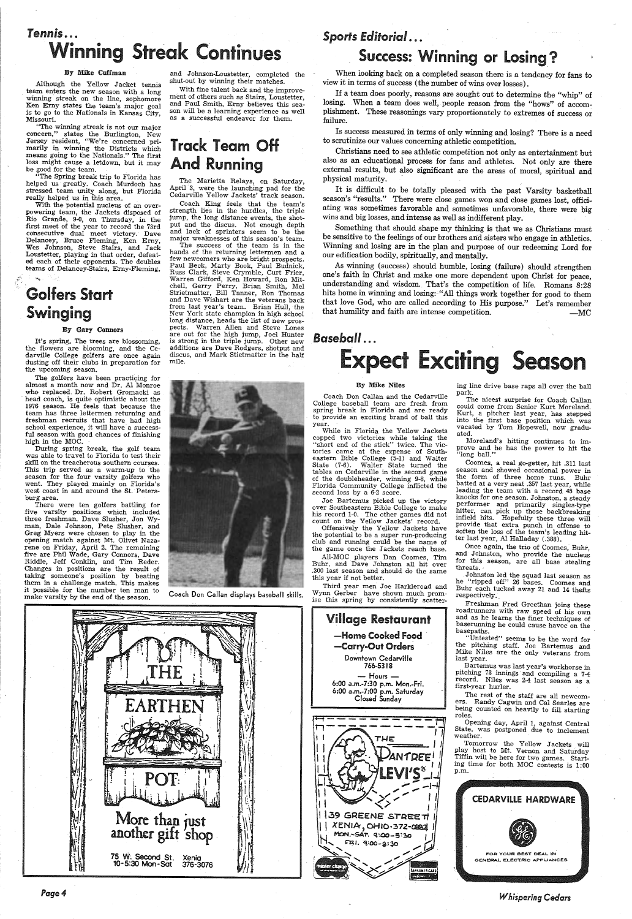## Tennis...

# Winning Streak Continues

**By Mike Cuffman**

Although the Yellow Jacket tennis team enters the new season with a long winning streak on the line, sophomore Ken Erny states the team's major goal is to go to the Nationals in Kansas City, Missouri.

"The winning streak is not our major concern," states the Burlington, New Jersey resident, "We're concerned primarily in winning the Districts which means going to the Nationals." The first loss might cause a letdown, but it may be good for the team.

"The Spring break trip to Florida has helped us greatly. Coach Murdoch has stressed team unity along, but Florida really helped us in this area.

With the potential nucleus of an overpowering team, the Jackets disposed of Rio Grande, 9-0, on Thursday, in the first meet of the year to record the 73rd consecutive dual meet victory. Dave Delancey, Bruce Fleming, Ken Erny, Wes Johnson, Steve Stairs, and Jack Loustetter, playing in that order, defeated each of their opponents. The doubles teams of Delancey-Stairs, Erny-Fleming, and Johnson-Loustetter, completed the shut-out by winning their matches.

With fine talent back and the improvement of others such as Stairs, Loustetter, and Paul Smith, Erny believes this season will be a learning experience as well as a successful endeavor for them.

# Golfers Start Swinging

**By Gary Connors**

It's spring. The trees are blossoming, the flowers are blooming, and the Cedarville College golfers are once again dusting off their clubs in preparation for the upcoming season.

The golfers have been practicing for almost a month now and Dr. Al Monroe who replaced Dr. Robert Gromacki as head coach, is quite optimistic about the 1976 season. He feels that because the team has three lettermen returning and freshman recruits that have had high school experience, it will have a successful season with good chances of finishing high in the MOC.

During spring break, the golf team was able to travel to Florida to test their skill on the treacherous southern courses. This trip served as a warm-up to the season for the four varsity golfers who went. They played mainly on Florida's west coast in and around the St. Petersburg area.

There were ten golfers battling for five varsity positions which included three freshman. Dave Slusher, Jon Wyman, Dale Johnson, Pete Slusher, and Greg Myers were chosen to play in the opening match against Mt. Olivet Nazarene on Friday, April 2. The remaining five are Phil Wade, Gary Connors, Dave Riddle, Jeff Conklin, and Tim Reder. Changes in positions are the result of taking someone's position by beating them in a challenge match. This makes it possible for the number ten man to make varsity by the end of the season.

# Track Team Off And Running

The Marietta Relays, on Saturday, April 3, were the launching pad for the Cedarville Yellow Jackets' track season.

Coach King feels that the team's strength lies in the hurdles, the triple jump, the long distance events, the shot-put and the discus. Not enough depth and lack of sprinters seem to be the major weaknesses of this season's team.

The success of the team is in the hands of the returning lettermen and a few newcomers who are bright prospects. Paul Beck, Marty Book, Paul Budnick, Russ Clark, Steve Crymble, Curt Frier, Warren Gifford, Ken Howard, Ron Mitchell, Gerry Perry, Brian Smith, Mel Strietmatter, Bill Tanner, Ron Thomas and Dave Wishart are the veterans back from last year's team. Brian Hull, the New York state champion in high school long distance, heads the list of new prospects. Warren Allen and Steve Lones are out for the high jump, Joel Hunter is strong in the triple jump. Other new additions are Dave Rodgers, shotput and discus, and Mark Stietmatter in the half mile.

Coach Don Callan displays baseball skills.

## Sports Editorial...

# Success: Winning or Losing?

When looking back on a completed season there is a tendency for fans to view it in terms of success (the number of wins over losses).

If a team does poorly, reasons are sought out to determine the "whip" of losing. When a team does well, people reason from the "hows" of accomplishment. These reasonings vary proportionately to extremes of success or failure.

Is success measured in terms of only winning and losing? There is a need to scrutinize our values concerning athletic competition.

Christians need to see athletic competition not only as entertainment but also as an educational process for fans and athletes. Not only are there external results, but also significant are the areas of moral, spiritual and physical maturity.

It is difficult to be totally pleased with the past Varsity basketball season's "results." There were close games won and close games lost, officiating was sometimes favorable and sometimes unfavorable, there were big wins and big losses, and intense as well as indifferent play.

Something that should shape my thinking is that we as Christians must be sensitive to the feelings of our brothers and sisters who engage in athletics. Winning and losing are in the plan and purpose of our redeeming Lord for our edification bodily, spiritually, and mentally.

As winning (success) should humble, losing (failure) should strengthen one's faith in Christ and make one more dependent upon Christ for peace, understanding and wisdom. That's the competition of life. Romans 8:28 hits home in winning and losing: "All things work together for good to them that love God, who are called according to His purpose." Let's remember that humility and faith are intense competition.

—MC

## Baseball...

# Expect Exciting Season

**By Mike Niles**

Coach Don Callan and the Cedarville College baseball team are fresh from spring break in Florida and are ready to provide an exciting brand of ball this year.

While in Florida the Yellow Jackets copped two victories while taking the "short end of the stick" twice. The victories came at the expense of Southeastern Bible College (5-1) and Walter State (7-6). Walter State turned the tables on Cedarville in the second game of the doubleheader, winning 9-8, while Florida Community College inflicted the second loss by a 6-2 score.

Joe Bartemus picked up the victory over Southeastern Bible College to make his record 1-0. The other games did not count on the Yellow Jackets' record.

Offensively the Yellow Jackets have the potential to be a super run-producing club and running could be the name of the game once the Jackets reach base.

All-MOC players Dan Coomes, Tim Buhr, and Dave Johnston all hit over .300 last season and should do the same this year if not better.

Third year men Joe Harkleroad and Wynn Gerber have shown much promise this spring by consistently scattering line drive base raps all over the ball park.

The nicest surprise for Coach Callan could come from Senior Kurt Moreland. Kurt, a pitcher last year, has stepped into the first base position which was vacated by Tom Hopewell, now graduated.

Moreland's hitting continues to improve and he has the power to hit the "long ball."

Coomes, a real go-getter, hit .311 last season and showed occasional power in the form of three home runs. Buhr batted at a very neat .357 last year, while leading the team with a record 45 base knocks for one season. Johnston, a steady performer and primarily singles-type hitter, can pick up those backbreaking infield hits. Hopefully these three will provide that extra punch in offense to soften the loss of the team's leading hitter last year, Al Halladay (.388).

Once again, the trio of Coomes, Buhr, and Johnston, who provide the nucleus for this season, are all base stealing threats.

Johnston led the squad last season as he "ripped off" 26 bases. Coomes and Buhr each tucked away 21 and 14 thefts respectively.

Freshman Fred Greethan joins these roadrunners with raw speed of his own and as he learns the finer techniques of baserunning he could cause havoc on the basepaths.

"Untested" seems to be the word for the pitching staff. Joe Bartemus and Mike Niles are the only veterans from last year.

Bartemus was last year's workhorse in pitching 73 innings and compiling a 7-4 record. Niles was 2-4 last season as a first-year hurler.

The rest of the staff are all newcomers. Randy Cagwin and Cal Searles are being counted on heavily to fill starting roles.

Opening day, April 1, against Central State, was postponed due to inclement weather.

Tomorrow the Yellow Jackets will play host to Mt. Vernon and Saturday Tiffin will be here for two games. Starting time for both MOC contests is 1:00 p.m.

---

**Village Restaurant**

—Home Cooked Food
—Carry-Out Orders

Downtown Cedarville
766-5318

— Hours —
6:00 a.m.-7:30 p.m. Mon.-Fri.
6:00 a.m.-7:00 p.m. Saturday
Closed Sunday

---

THE EARTHEN POT

More than just another gift shop

75 W. Second St. Xenia
10-5:30 Mon-Sat 376-3076

---

THE PANTREE LEVI'S

39 GREENE STREET
XENIA, OHIO 372-0882
MON.-SAT. 9:00-5:30
FRI. 9:00-8:30

---

CEDARVILLE HARDWARE

FOR YOUR BEST DEAL IN GENERAL ELECTRIC APPLIANCES